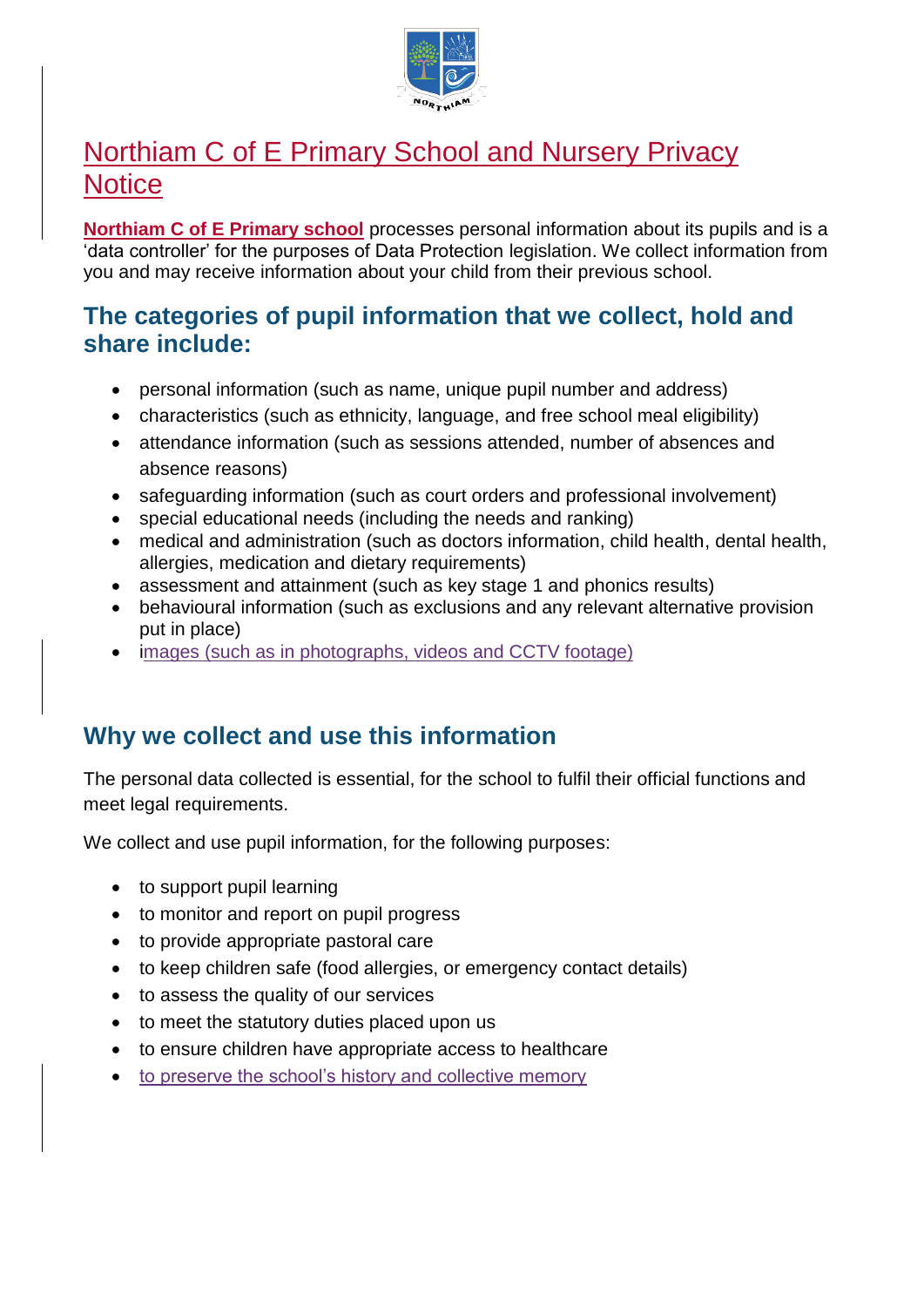# Northiam C of E Primary School and Nursery Privacy Notice

**Northiam C of E Primary school** processes personal information about its pupils and is a 'data controller' for the purposes of Data Protection legislation. We collect information from you and may receive information about your child from their previous school.

## The categories of pupil information that we collect, hold and share include:

- personal information (such as name, unique pupil number and address)
- characteristics (such as ethnicity, language, and free school meal eligibility)
- attendance information (such as sessions attended, number of absences and absence reasons)
- safeguarding information (such as court orders and professional involvement)
- special educational needs (including the needs and ranking)
- medical and administration (such as doctors information, child health, dental health, allergies, medication and dietary requirements)
- assessment and attainment (such as key stage 1 and phonics results)
- behavioural information (such as exclusions and any relevant alternative provision put in place)
- images (such as in photographs, videos and CCTV footage)

## Why we collect and use this information

The personal data collected is essential, for the school to fulfil their official functions and meet legal requirements.

We collect and use pupil information, for the following purposes:

- to support pupil learning
- to monitor and report on pupil progress
- to provide appropriate pastoral care
- to keep children safe (food allergies, or emergency contact details)
- to assess the quality of our services
- to meet the statutory duties placed upon us
- to ensure children have appropriate access to healthcare
- to preserve the school's history and collective memory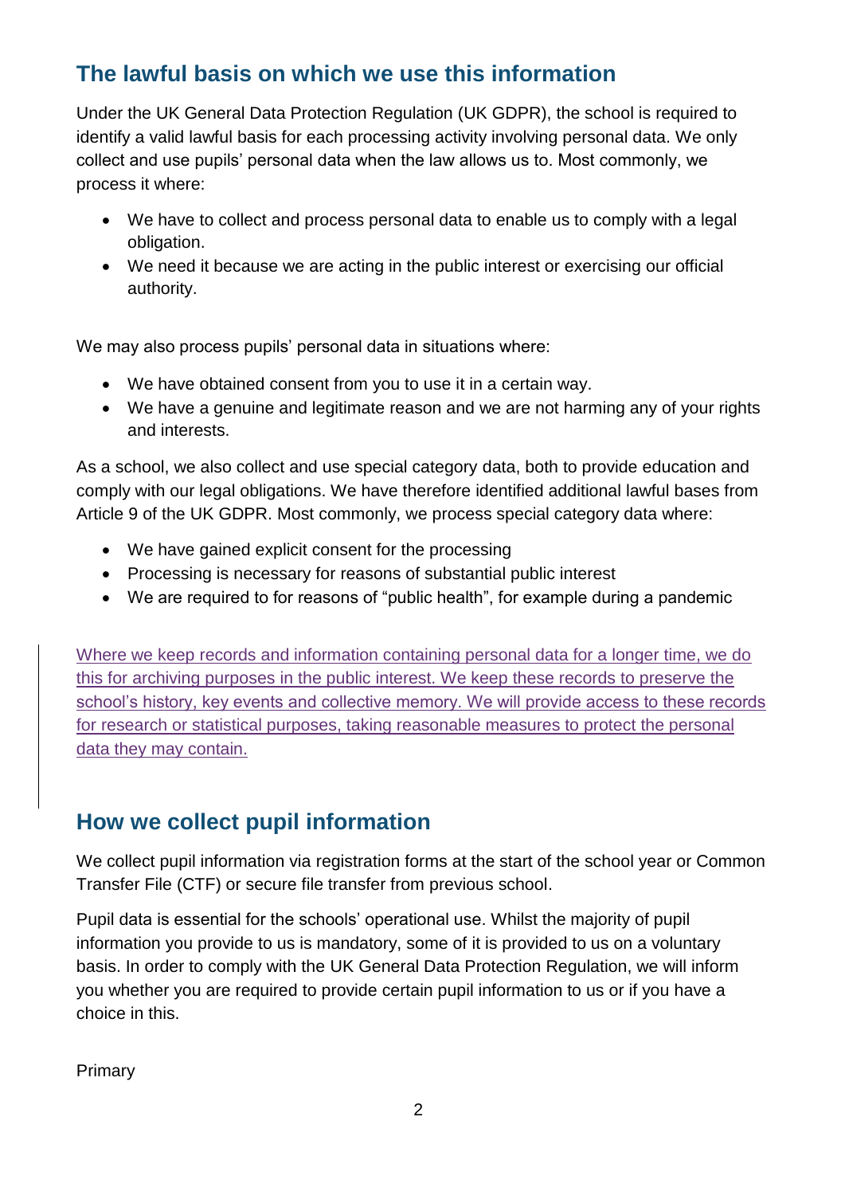## The lawful basis on which we use this information

Under the UK General Data Protection Regulation (UK GDPR), the school is required to identify a valid lawful basis for each processing activity involving personal data. We only collect and use pupils' personal data when the law allows us to. Most commonly, we process it where:

- We have to collect and process personal data to enable us to comply with a legal obligation.
- We need it because we are acting in the public interest or exercising our official authority.

We may also process pupils' personal data in situations where:

- We have obtained consent from you to use it in a certain way.
- We have a genuine and legitimate reason and we are not harming any of your rights and interests.

As a school, we also collect and use special category data, both to provide education and comply with our legal obligations. We have therefore identified additional lawful bases from Article 9 of the UK GDPR. Most commonly, we process special category data where:

- We have gained explicit consent for the processing
- Processing is necessary for reasons of substantial public interest
- We are required to for reasons of "public health", for example during a pandemic

Where we keep records and information containing personal data for a longer time, we do this for archiving purposes in the public interest. We keep these records to preserve the school's history, key events and collective memory. We will provide access to these records for research or statistical purposes, taking reasonable measures to protect the personal data they may contain.

## How we collect pupil information

We collect pupil information via registration forms at the start of the school year or Common Transfer File (CTF) or secure file transfer from previous school.

Pupil data is essential for the schools' operational use. Whilst the majority of pupil information you provide to us is mandatory, some of it is provided to us on a voluntary basis. In order to comply with the UK General Data Protection Regulation, we will inform you whether you are required to provide certain pupil information to us or if you have a choice in this.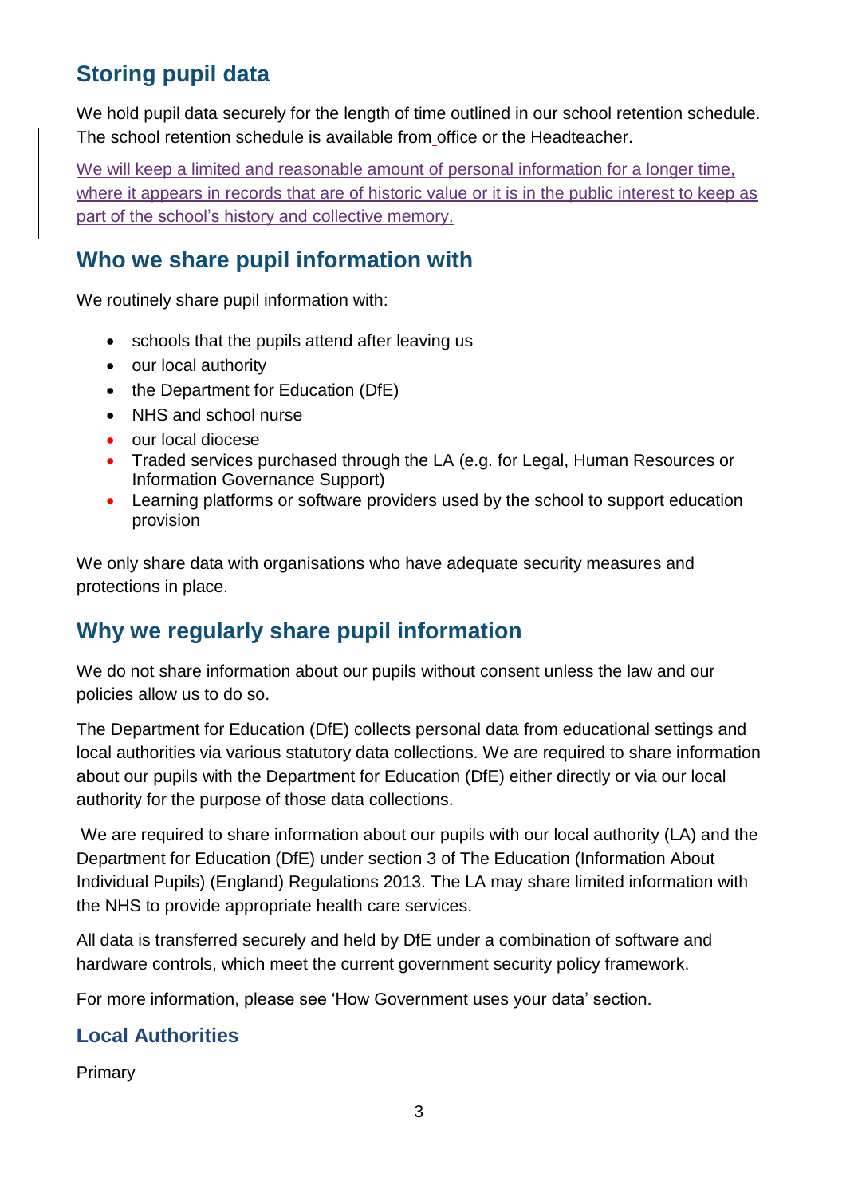## Storing pupil data

We hold pupil data securely for the length of time outlined in our school retention schedule. The school retention schedule is available from office or the Headteacher.

We will keep a limited and reasonable amount of personal information for a longer time, where it appears in records that are of historic value or it is in the public interest to keep as part of the school's history and collective memory.

## Who we share pupil information with

We routinely share pupil information with:

- schools that the pupils attend after leaving us
- our local authority
- the Department for Education (DfE)
- NHS and school nurse
- our local diocese
- Traded services purchased through the LA (e.g. for Legal, Human Resources or Information Governance Support)
- Learning platforms or software providers used by the school to support education provision

We only share data with organisations who have adequate security measures and protections in place.

## Why we regularly share pupil information

We do not share information about our pupils without consent unless the law and our policies allow us to do so.

The Department for Education (DfE) collects personal data from educational settings and local authorities via various statutory data collections. We are required to share information about our pupils with the Department for Education (DfE) either directly or via our local authority for the purpose of those data collections.

We are required to share information about our pupils with our local authority (LA) and the Department for Education (DfE) under section 3 of The Education (Information About Individual Pupils) (England) Regulations 2013. The LA may share limited information with the NHS to provide appropriate health care services.

All data is transferred securely and held by DfE under a combination of software and hardware controls, which meet the current government security policy framework.

For more information, please see 'How Government uses your data' section.

### Local Authorities

Primary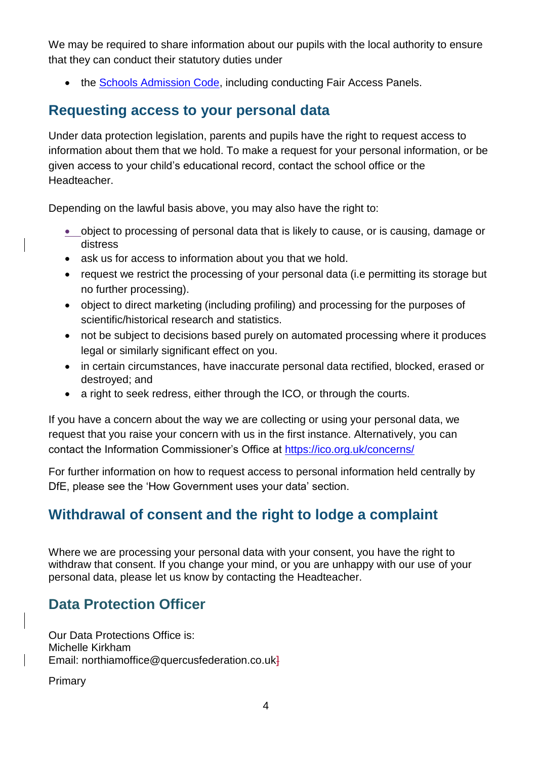We may be required to share information about our pupils with the local authority to ensure that they can conduct their statutory duties under

- the [Schools Admission Code](), including conducting Fair Access Panels.

## Requesting access to your personal data

Under data protection legislation, parents and pupils have the right to request access to information about them that we hold. To make a request for your personal information, or be given access to your child's educational record, contact the school office or the Headteacher.

Depending on the lawful basis above, you may also have the right to:

- object to processing of personal data that is likely to cause, or is causing, damage or distress
- ask us for access to information about you that we hold.
- request we restrict the processing of your personal data (i.e permitting its storage but no further processing).
- object to direct marketing (including profiling) and processing for the purposes of scientific/historical research and statistics.
- not be subject to decisions based purely on automated processing where it produces legal or similarly significant effect on you.
- in certain circumstances, have inaccurate personal data rectified, blocked, erased or destroyed; and
- a right to seek redress, either through the ICO, or through the courts.

If you have a concern about the way we are collecting or using your personal data, we request that you raise your concern with us in the first instance. Alternatively, you can contact the Information Commissioner's Office at https://ico.org.uk/concerns/

For further information on how to request access to personal information held centrally by DfE, please see the 'How Government uses your data' section.

## Withdrawal of consent and the right to lodge a complaint

Where we are processing your personal data with your consent, you have the right to withdraw that consent. If you change your mind, or you are unhappy with our use of your personal data, please let us know by contacting the Headteacher.

## Data Protection Officer

Our Data Protections Office is:
Michelle Kirkham
Email: northiamoffice@quercusfederation.co.uk

Primary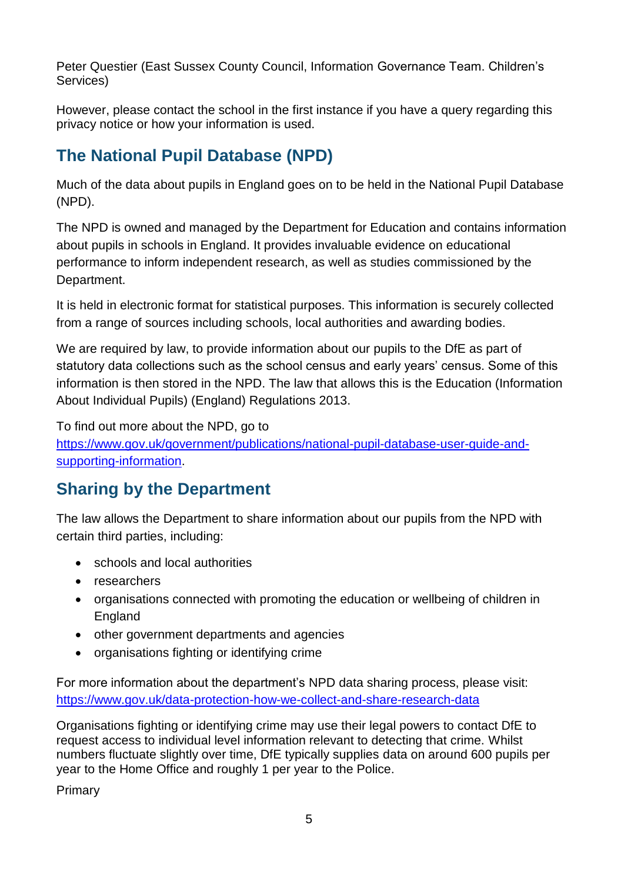Peter Questier (East Sussex County Council, Information Governance Team. Children's Services)

However, please contact the school in the first instance if you have a query regarding this privacy notice or how your information is used.

## The National Pupil Database (NPD)

Much of the data about pupils in England goes on to be held in the National Pupil Database (NPD).

The NPD is owned and managed by the Department for Education and contains information about pupils in schools in England. It provides invaluable evidence on educational performance to inform independent research, as well as studies commissioned by the Department.

It is held in electronic format for statistical purposes. This information is securely collected from a range of sources including schools, local authorities and awarding bodies.

We are required by law, to provide information about our pupils to the DfE as part of statutory data collections such as the school census and early years' census. Some of this information is then stored in the NPD. The law that allows this is the Education (Information About Individual Pupils) (England) Regulations 2013.

To find out more about the NPD, go to https://www.gov.uk/government/publications/national-pupil-database-user-guide-and-supporting-information.

## Sharing by the Department

The law allows the Department to share information about our pupils from the NPD with certain third parties, including:

- schools and local authorities
- researchers
- organisations connected with promoting the education or wellbeing of children in England
- other government departments and agencies
- organisations fighting or identifying crime

For more information about the department's NPD data sharing process, please visit: https://www.gov.uk/data-protection-how-we-collect-and-share-research-data

Organisations fighting or identifying crime may use their legal powers to contact DfE to request access to individual level information relevant to detecting that crime. Whilst numbers fluctuate slightly over time, DfE typically supplies data on around 600 pupils per year to the Home Office and roughly 1 per year to the Police.

Primary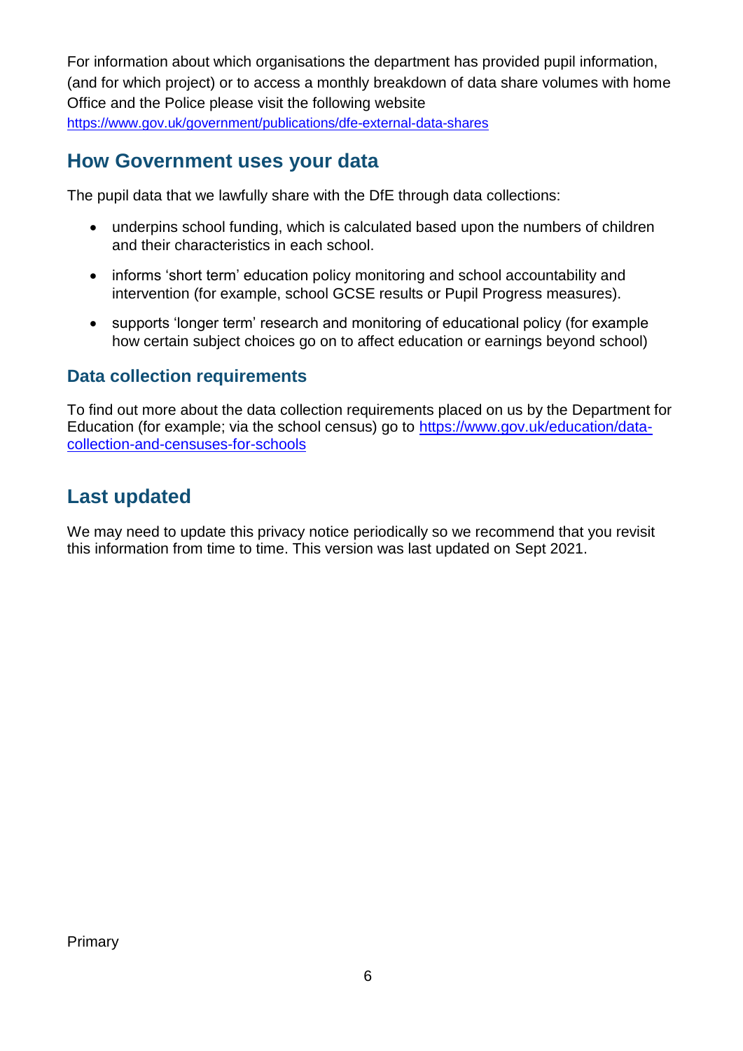For information about which organisations the department has provided pupil information, (and for which project) or to access a monthly breakdown of data share volumes with home Office and the Police please visit the following website https://www.gov.uk/government/publications/dfe-external-data-shares

## How Government uses your data

The pupil data that we lawfully share with the DfE through data collections:

- underpins school funding, which is calculated based upon the numbers of children and their characteristics in each school.
- informs 'short term' education policy monitoring and school accountability and intervention (for example, school GCSE results or Pupil Progress measures).
- supports 'longer term' research and monitoring of educational policy (for example how certain subject choices go on to affect education or earnings beyond school)

### Data collection requirements

To find out more about the data collection requirements placed on us by the Department for Education (for example; via the school census) go to https://www.gov.uk/education/data-collection-and-censuses-for-schools

## Last updated

We may need to update this privacy notice periodically so we recommend that you revisit this information from time to time. This version was last updated on Sept 2021.

Primary